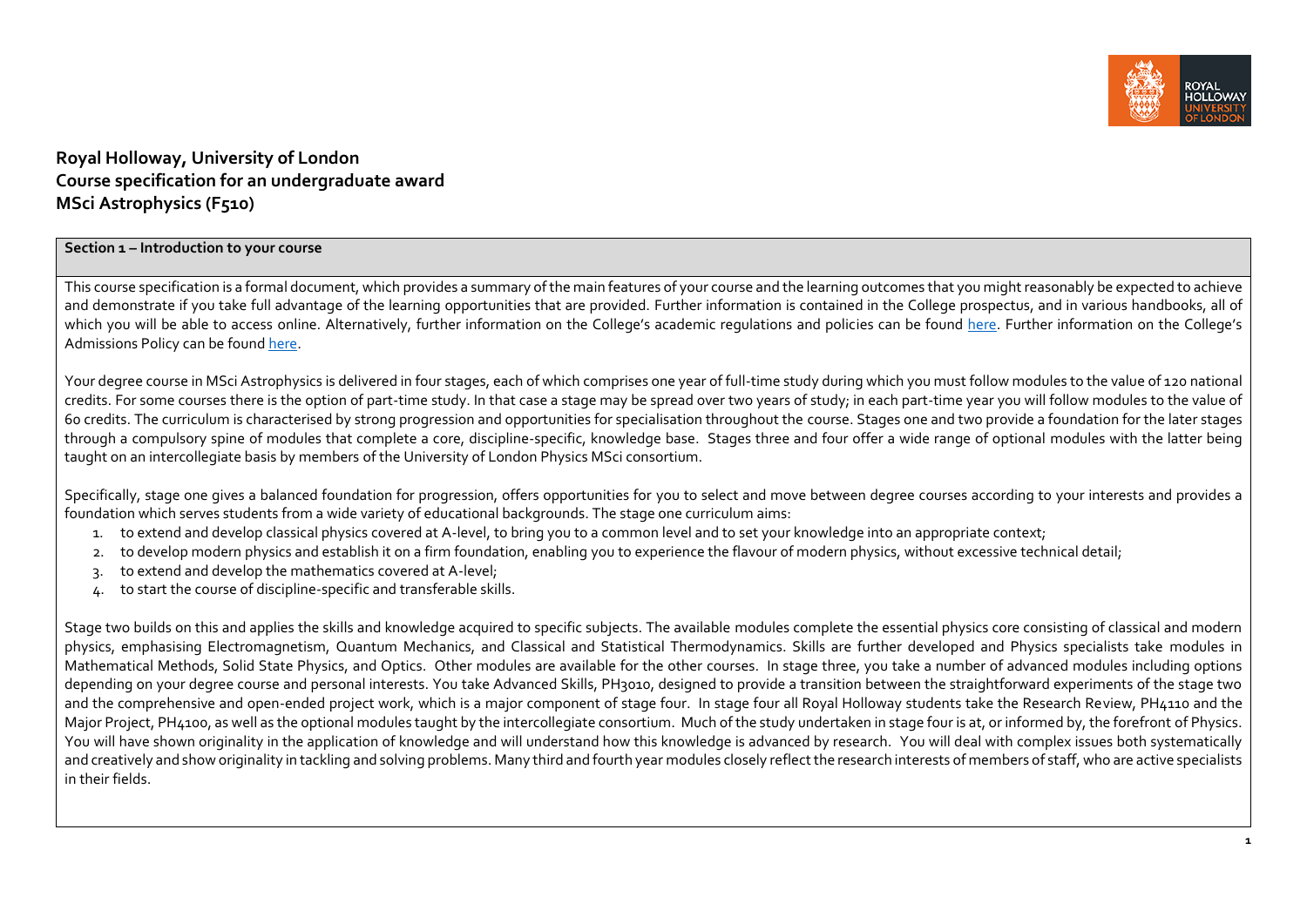**Royal Holloway, University of London**
**Course specification for an undergraduate award**
**MSci Astrophysics (F510)**

## Section 1 – Introduction to your course

This course specification is a formal document, which provides a summary of the main features of your course and the learning outcomes that you might reasonably be expected to achieve and demonstrate if you take full advantage of the learning opportunities that are provided. Further information is contained in the College prospectus, and in various handbooks, all of which you will be able to access online. Alternatively, further information on the College's academic regulations and policies can be found here. Further information on the College's Admissions Policy can be found here.

Your degree course in MSci Astrophysics is delivered in four stages, each of which comprises one year of full-time study during which you must follow modules to the value of 120 national credits. For some courses there is the option of part-time study. In that case a stage may be spread over two years of study; in each part-time year you will follow modules to the value of 60 credits. The curriculum is characterised by strong progression and opportunities for specialisation throughout the course. Stages one and two provide a foundation for the later stages through a compulsory spine of modules that complete a core, discipline-specific, knowledge base. Stages three and four offer a wide range of optional modules with the latter being taught on an intercollegiate basis by members of the University of London Physics MSci consortium.

Specifically, stage one gives a balanced foundation for progression, offers opportunities for you to select and move between degree courses according to your interests and provides a foundation which serves students from a wide variety of educational backgrounds. The stage one curriculum aims:

1. to extend and develop classical physics covered at A-level, to bring you to a common level and to set your knowledge into an appropriate context;
2. to develop modern physics and establish it on a firm foundation, enabling you to experience the flavour of modern physics, without excessive technical detail;
3. to extend and develop the mathematics covered at A-level;
4. to start the course of discipline-specific and transferable skills.

Stage two builds on this and applies the skills and knowledge acquired to specific subjects. The available modules complete the essential physics core consisting of classical and modern physics, emphasising Electromagnetism, Quantum Mechanics, and Classical and Statistical Thermodynamics. Skills are further developed and Physics specialists take modules in Mathematical Methods, Solid State Physics, and Optics. Other modules are available for the other courses. In stage three, you take a number of advanced modules including options depending on your degree course and personal interests. You take Advanced Skills, PH3010, designed to provide a transition between the straightforward experiments of the stage two and the comprehensive and open-ended project work, which is a major component of stage four. In stage four all Royal Holloway students take the Research Review, PH4110 and the Major Project, PH4100, as well as the optional modules taught by the intercollegiate consortium. Much of the study undertaken in stage four is at, or informed by, the forefront of Physics. You will have shown originality in the application of knowledge and will understand how this knowledge is advanced by research. You will deal with complex issues both systematically and creatively and show originality in tackling and solving problems. Many third and fourth year modules closely reflect the research interests of members of staff, who are active specialists in their fields.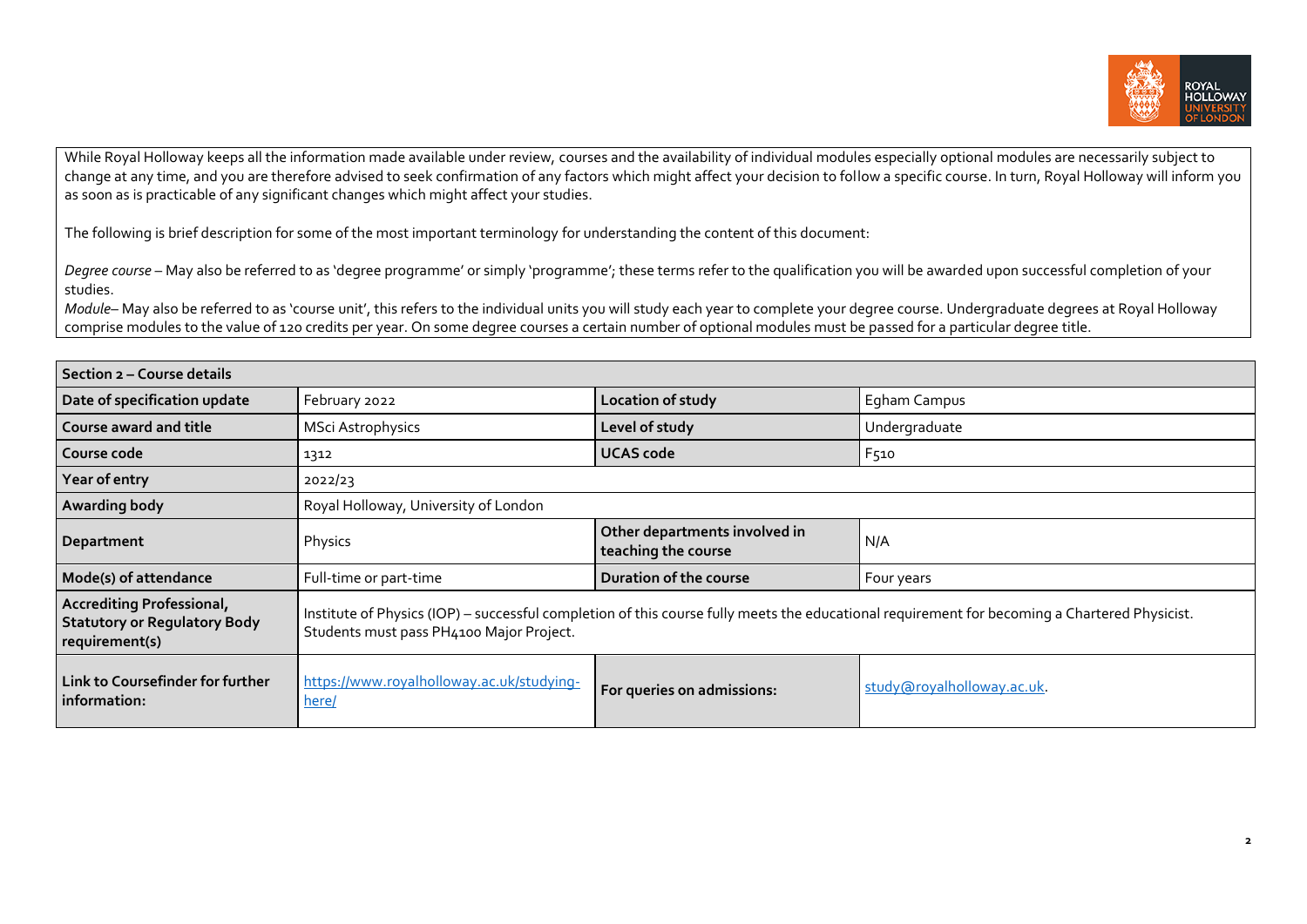While Royal Holloway keeps all the information made available under review, courses and the availability of individual modules especially optional modules are necessarily subject to change at any time, and you are therefore advised to seek confirmation of any factors which might affect your decision to follow a specific course. In turn, Royal Holloway will inform you as soon as is practicable of any significant changes which might affect your studies.

The following is brief description for some of the most important terminology for understanding the content of this document:

*Degree course* – May also be referred to as 'degree programme' or simply 'programme'; these terms refer to the qualification you will be awarded upon successful completion of your studies.
*Module*– May also be referred to as 'course unit', this refers to the individual units you will study each year to complete your degree course. Undergraduate degrees at Royal Holloway comprise modules to the value of 120 credits per year. On some degree courses a certain number of optional modules must be passed for a particular degree title.

| **Section 2 – Course details** | | | |
|---|---|---|---|
| **Date of specification update** | February 2022 | **Location of study** | Egham Campus |
| **Course award and title** | MSci Astrophysics | **Level of study** | Undergraduate |
| **Course code** | 1312 | **UCAS code** | F510 |
| **Year of entry** | 2022/23 | | |
| **Awarding body** | Royal Holloway, University of London | | |
| **Department** | Physics | **Other departments involved in teaching the course** | N/A |
| **Mode(s) of attendance** | Full-time or part-time | **Duration of the course** | Four years |
| **Accrediting Professional, Statutory or Regulatory Body requirement(s)** | Institute of Physics (IOP) – successful completion of this course fully meets the educational requirement for becoming a Chartered Physicist. Students must pass PH4100 Major Project. | | |
| **Link to Coursefinder for further information:** | https://www.royalholloway.ac.uk/studying-here/ | **For queries on admissions:** | study@royalholloway.ac.uk. |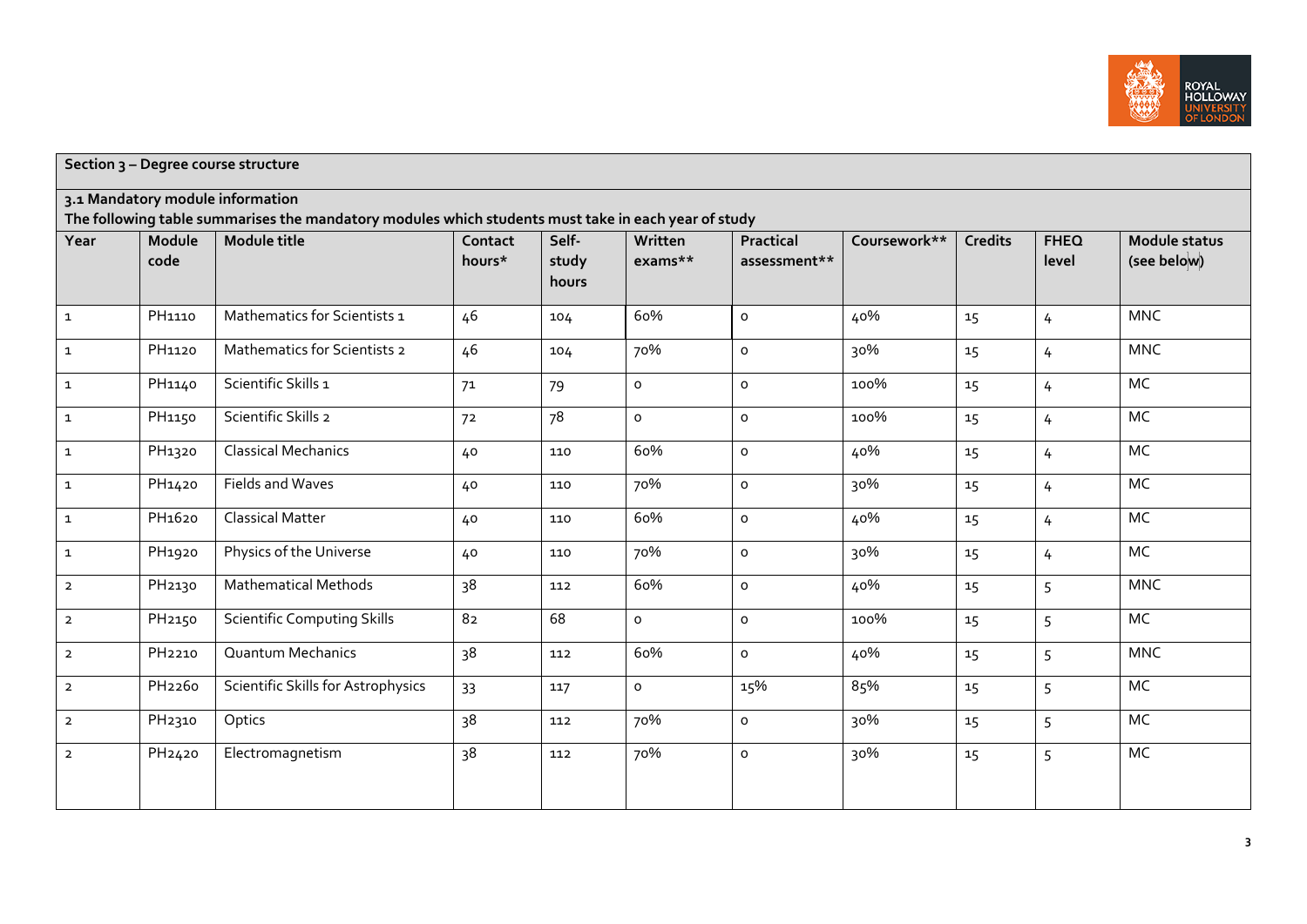## Section 3 – Degree course structure

### 3.1 Mandatory module information

**The following table summarises the mandatory modules which students must take in each year of study**

| Year | Module code | Module title | Contact hours* | Self-study hours | Written exams** | Practical assessment** | Coursework** | Credits | FHEQ level | Module status (see below) |
|---|---|---|---|---|---|---|---|---|---|---|
| 1 | PH1110 | Mathematics for Scientists 1 | 46 | 104 | 60% | 0 | 40% | 15 | 4 | MNC |
| 1 | PH1120 | Mathematics for Scientists 2 | 46 | 104 | 70% | 0 | 30% | 15 | 4 | MNC |
| 1 | PH1140 | Scientific Skills 1 | 71 | 79 | 0 | 0 | 100% | 15 | 4 | MC |
| 1 | PH1150 | Scientific Skills 2 | 72 | 78 | 0 | 0 | 100% | 15 | 4 | MC |
| 1 | PH1320 | Classical Mechanics | 40 | 110 | 60% | 0 | 40% | 15 | 4 | MC |
| 1 | PH1420 | Fields and Waves | 40 | 110 | 70% | 0 | 30% | 15 | 4 | MC |
| 1 | PH1620 | Classical Matter | 40 | 110 | 60% | 0 | 40% | 15 | 4 | MC |
| 1 | PH1920 | Physics of the Universe | 40 | 110 | 70% | 0 | 30% | 15 | 4 | MC |
| 2 | PH2130 | Mathematical Methods | 38 | 112 | 60% | 0 | 40% | 15 | 5 | MNC |
| 2 | PH2150 | Scientific Computing Skills | 82 | 68 | 0 | 0 | 100% | 15 | 5 | MC |
| 2 | PH2210 | Quantum Mechanics | 38 | 112 | 60% | 0 | 40% | 15 | 5 | MNC |
| 2 | PH2260 | Scientific Skills for Astrophysics | 33 | 117 | 0 | 15% | 85% | 15 | 5 | MC |
| 2 | PH2310 | Optics | 38 | 112 | 70% | 0 | 30% | 15 | 5 | MC |
| 2 | PH2420 | Electromagnetism | 38 | 112 | 70% | 0 | 30% | 15 | 5 | MC |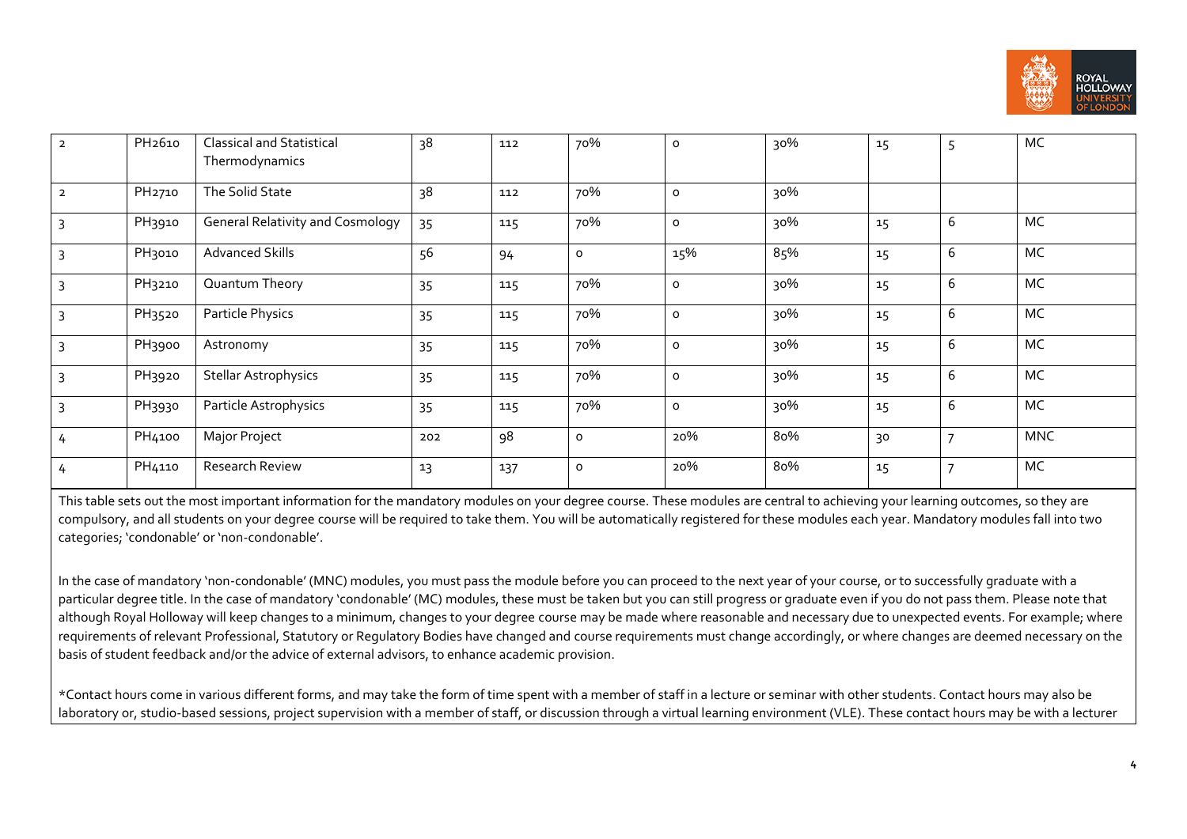| | | | | | | | | | | |
|---|---|---|---|---|---|---|---|---|---|---|
| 2 | PH2610 | Classical and Statistical Thermodynamics | 38 | 112 | 70% | 0 | 30% | 15 | 5 | MC |
| 2 | PH2710 | The Solid State | 38 | 112 | 70% | 0 | 30% | | | |
| 3 | PH3910 | General Relativity and Cosmology | 35 | 115 | 70% | 0 | 30% | 15 | 6 | MC |
| 3 | PH3010 | Advanced Skills | 56 | 94 | 0 | 15% | 85% | 15 | 6 | MC |
| 3 | PH3210 | Quantum Theory | 35 | 115 | 70% | 0 | 30% | 15 | 6 | MC |
| 3 | PH3520 | Particle Physics | 35 | 115 | 70% | 0 | 30% | 15 | 6 | MC |
| 3 | PH3900 | Astronomy | 35 | 115 | 70% | 0 | 30% | 15 | 6 | MC |
| 3 | PH3920 | Stellar Astrophysics | 35 | 115 | 70% | 0 | 30% | 15 | 6 | MC |
| 3 | PH3930 | Particle Astrophysics | 35 | 115 | 70% | 0 | 30% | 15 | 6 | MC |
| 4 | PH4100 | Major Project | 202 | 98 | 0 | 20% | 80% | 30 | 7 | MNC |
| 4 | PH4110 | Research Review | 13 | 137 | 0 | 20% | 80% | 15 | 7 | MC |

This table sets out the most important information for the mandatory modules on your degree course. These modules are central to achieving your learning outcomes, so they are compulsory, and all students on your degree course will be required to take them. You will be automatically registered for these modules each year. Mandatory modules fall into two categories; 'condonable' or 'non-condonable'.

In the case of mandatory 'non-condonable' (MNC) modules, you must pass the module before you can proceed to the next year of your course, or to successfully graduate with a particular degree title. In the case of mandatory 'condonable' (MC) modules, these must be taken but you can still progress or graduate even if you do not pass them. Please note that although Royal Holloway will keep changes to a minimum, changes to your degree course may be made where reasonable and necessary due to unexpected events. For example; where requirements of relevant Professional, Statutory or Regulatory Bodies have changed and course requirements must change accordingly, or where changes are deemed necessary on the basis of student feedback and/or the advice of external advisors, to enhance academic provision.

*Contact hours come in various different forms, and may take the form of time spent with a member of staff in a lecture or seminar with other students. Contact hours may also be laboratory or, studio-based sessions, project supervision with a member of staff, or discussion through a virtual learning environment (VLE). These contact hours may be with a lecturer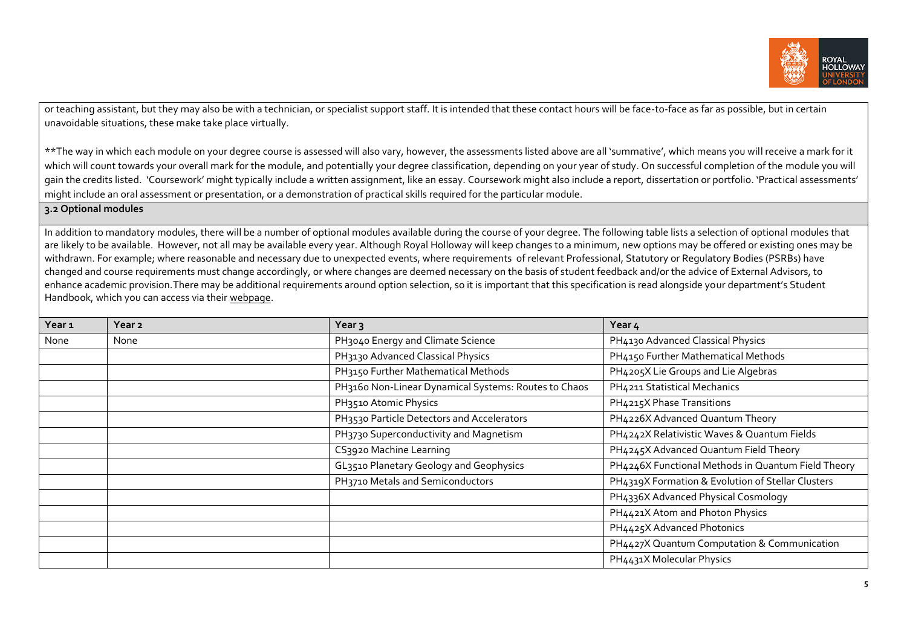or teaching assistant, but they may also be with a technician, or specialist support staff. It is intended that these contact hours will be face-to-face as far as possible, but in certain unavoidable situations, these make take place virtually.

**The way in which each module on your degree course is assessed will also vary, however, the assessments listed above are all 'summative', which means you will receive a mark for it which will count towards your overall mark for the module, and potentially your degree classification, depending on your year of study. On successful completion of the module you will gain the credits listed. 'Coursework' might typically include a written assignment, like an essay. Coursework might also include a report, dissertation or portfolio. 'Practical assessments' might include an oral assessment or presentation, or a demonstration of practical skills required for the particular module.

### 3.2 Optional modules

In addition to mandatory modules, there will be a number of optional modules available during the course of your degree. The following table lists a selection of optional modules that are likely to be available. However, not all may be available every year. Although Royal Holloway will keep changes to a minimum, new options may be offered or existing ones may be withdrawn. For example; where reasonable and necessary due to unexpected events, where requirements of relevant Professional, Statutory or Regulatory Bodies (PSRBs) have changed and course requirements must change accordingly, or where changes are deemed necessary on the basis of student feedback and/or the advice of External Advisors, to enhance academic provision.There may be additional requirements around option selection, so it is important that this specification is read alongside your department's Student Handbook, which you can access via their webpage.

| Year 1 | Year 2 | Year 3 | Year 4 |
|---|---|---|---|
| None | None | PH3040 Energy and Climate Science | PH4130 Advanced Classical Physics |
| | | PH3130 Advanced Classical Physics | PH4150 Further Mathematical Methods |
| | | PH3150 Further Mathematical Methods | PH4205X Lie Groups and Lie Algebras |
| | | PH3160 Non-Linear Dynamical Systems: Routes to Chaos | PH4211 Statistical Mechanics |
| | | PH3510 Atomic Physics | PH4215X Phase Transitions |
| | | PH3530 Particle Detectors and Accelerators | PH4226X Advanced Quantum Theory |
| | | PH3730 Superconductivity and Magnetism | PH4242X Relativistic Waves & Quantum Fields |
| | | CS3920 Machine Learning | PH4245X Advanced Quantum Field Theory |
| | | GL3510 Planetary Geology and Geophysics | PH4246X Functional Methods in Quantum Field Theory |
| | | PH3710 Metals and Semiconductors | PH4319X Formation & Evolution of Stellar Clusters |
| | | | PH4336X Advanced Physical Cosmology |
| | | | PH4421X Atom and Photon Physics |
| | | | PH4425X Advanced Photonics |
| | | | PH4427X Quantum Computation & Communication |
| | | | PH4431X Molecular Physics |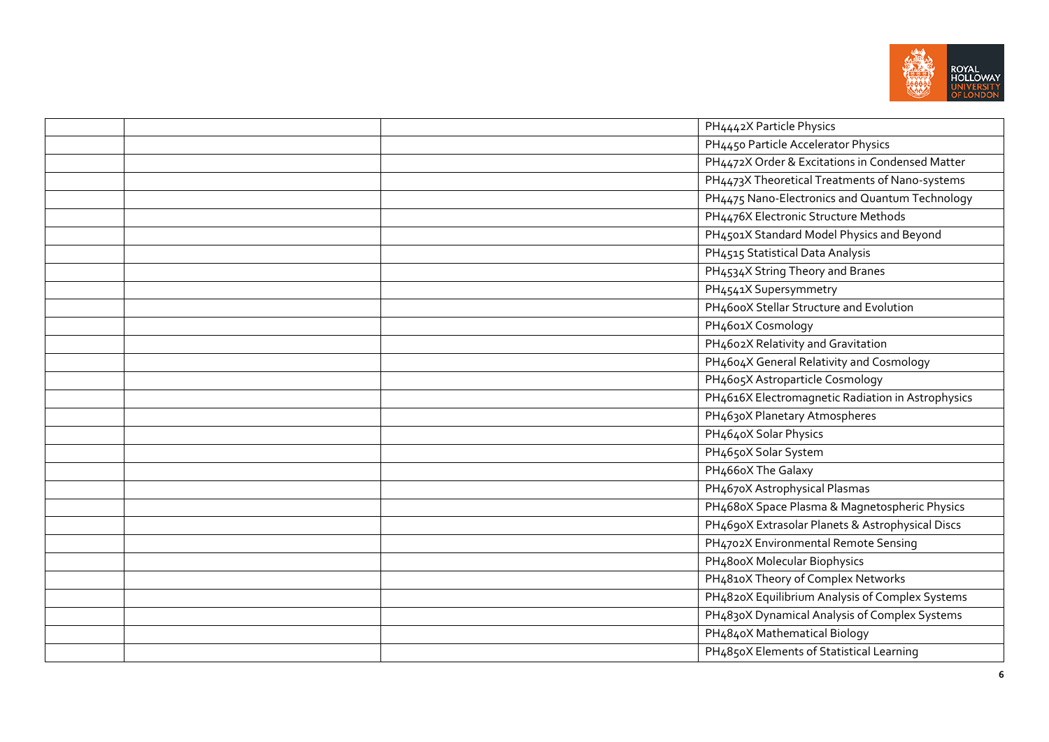| | | | |
|---|---|---|---|
| | | | PH4442X Particle Physics |
| | | | PH4450 Particle Accelerator Physics |
| | | | PH4472X Order & Excitations in Condensed Matter |
| | | | PH4473X Theoretical Treatments of Nano-systems |
| | | | PH4475 Nano-Electronics and Quantum Technology |
| | | | PH4476X Electronic Structure Methods |
| | | | PH4501X Standard Model Physics and Beyond |
| | | | PH4515 Statistical Data Analysis |
| | | | PH4534X String Theory and Branes |
| | | | PH4541X Supersymmetry |
| | | | PH4600X Stellar Structure and Evolution |
| | | | PH4601X Cosmology |
| | | | PH4602X Relativity and Gravitation |
| | | | PH4604X General Relativity and Cosmology |
| | | | PH4605X Astroparticle Cosmology |
| | | | PH4616X Electromagnetic Radiation in Astrophysics |
| | | | PH4630X Planetary Atmospheres |
| | | | PH4640X Solar Physics |
| | | | PH4650X Solar System |
| | | | PH4660X The Galaxy |
| | | | PH4670X Astrophysical Plasmas |
| | | | PH4680X Space Plasma & Magnetospheric Physics |
| | | | PH4690X Extrasolar Planets & Astrophysical Discs |
| | | | PH4702X Environmental Remote Sensing |
| | | | PH4800X Molecular Biophysics |
| | | | PH4810X Theory of Complex Networks |
| | | | PH4820X Equilibrium Analysis of Complex Systems |
| | | | PH4830X Dynamical Analysis of Complex Systems |
| | | | PH4840X Mathematical Biology |
| | | | PH4850X Elements of Statistical Learning |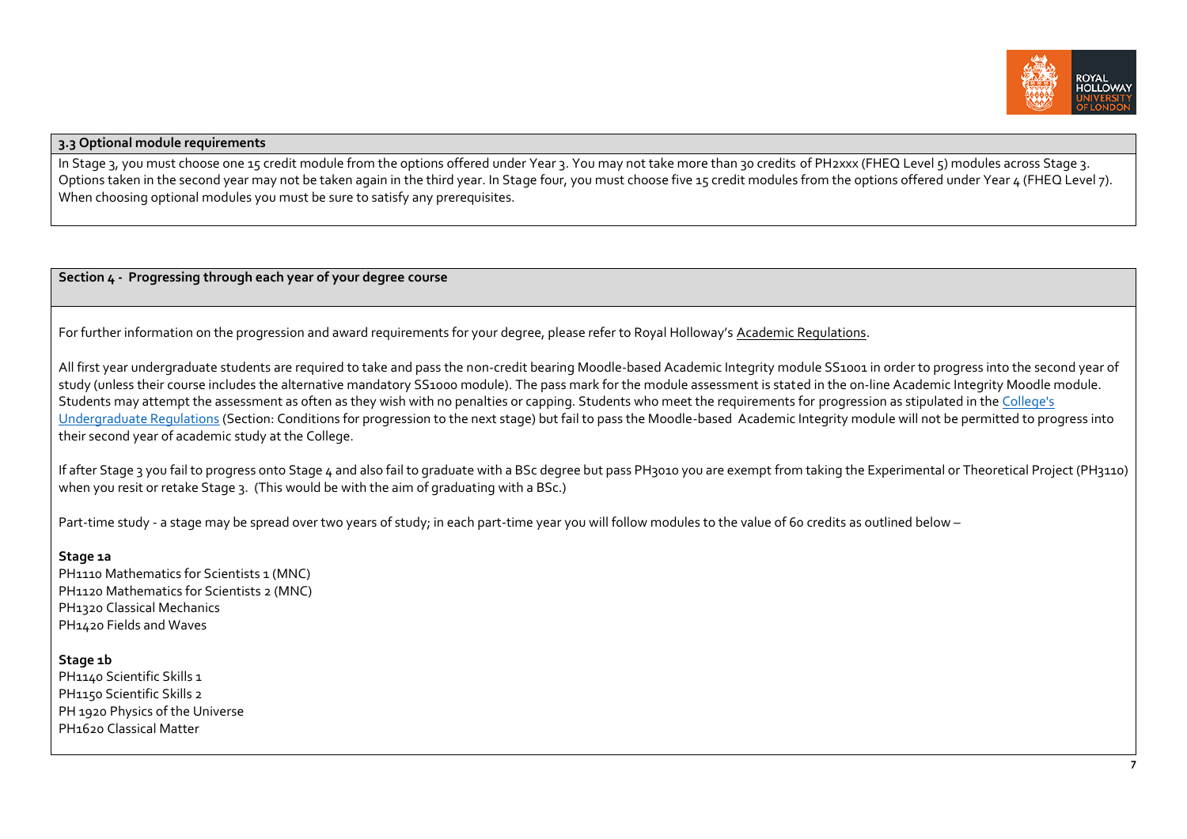### 3.3 Optional module requirements

In Stage 3, you must choose one 15 credit module from the options offered under Year 3. You may not take more than 30 credits of PH2xxx (FHEQ Level 5) modules across Stage 3. Options taken in the second year may not be taken again in the third year. In Stage four, you must choose five 15 credit modules from the options offered under Year 4 (FHEQ Level 7). When choosing optional modules you must be sure to satisfy any prerequisites.

## Section 4 - Progressing through each year of your degree course

For further information on the progression and award requirements for your degree, please refer to Royal Holloway's Academic Regulations.

All first year undergraduate students are required to take and pass the non-credit bearing Moodle-based Academic Integrity module SS1001 in order to progress into the second year of study (unless their course includes the alternative mandatory SS1000 module). The pass mark for the module assessment is stated in the on-line Academic Integrity Moodle module. Students may attempt the assessment as often as they wish with no penalties or capping. Students who meet the requirements for progression as stipulated in the College's Undergraduate Regulations (Section: Conditions for progression to the next stage) but fail to pass the Moodle-based Academic Integrity module will not be permitted to progress into their second year of academic study at the College.

If after Stage 3 you fail to progress onto Stage 4 and also fail to graduate with a BSc degree but pass PH3010 you are exempt from taking the Experimental or Theoretical Project (PH3110) when you resit or retake Stage 3. (This would be with the aim of graduating with a BSc.)

Part-time study - a stage may be spread over two years of study; in each part-time year you will follow modules to the value of 60 credits as outlined below –

**Stage 1a**
PH1110 Mathematics for Scientists 1 (MNC)
PH1120 Mathematics for Scientists 2 (MNC)
PH1320 Classical Mechanics
PH1420 Fields and Waves

**Stage 1b**
PH1140 Scientific Skills 1
PH1150 Scientific Skills 2
PH 1920 Physics of the Universe
PH1620 Classical Matter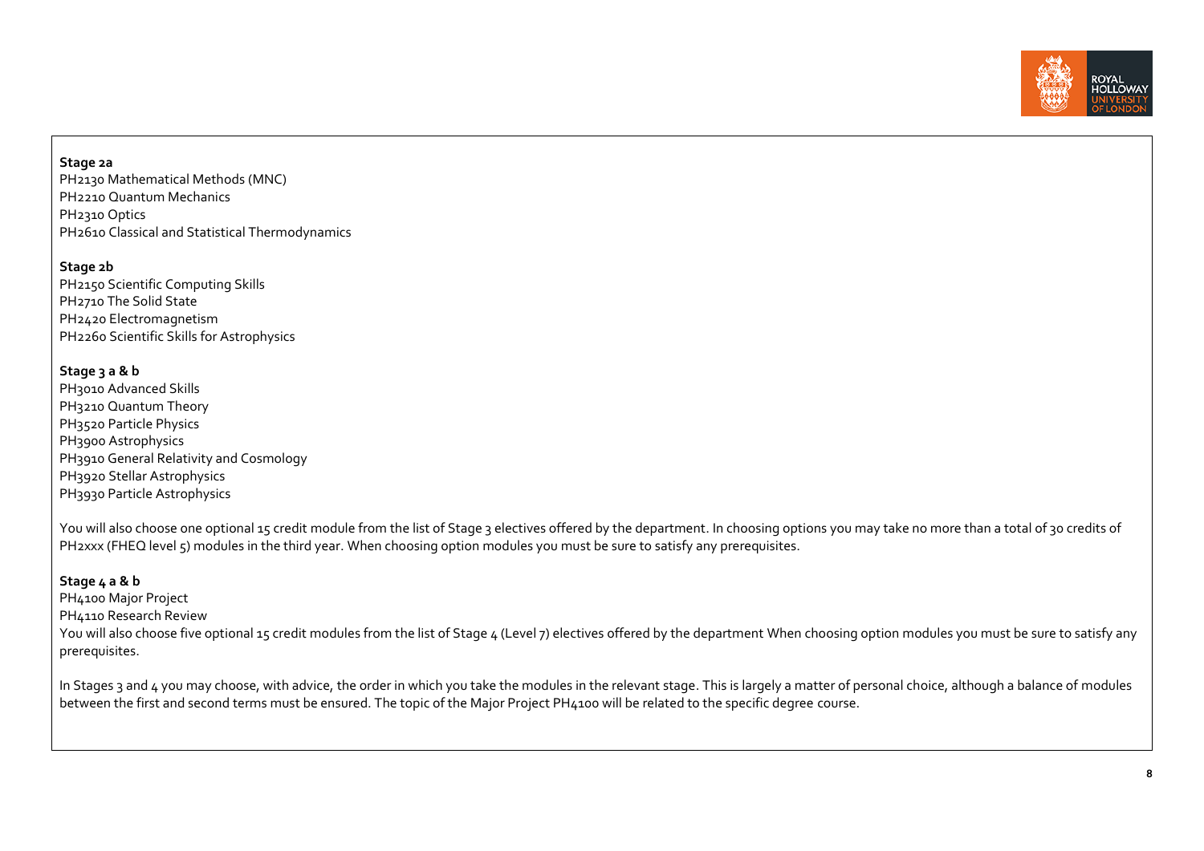**Stage 2a**

PH2130 Mathematical Methods (MNC)
PH2210 Quantum Mechanics
PH2310 Optics
PH2610 Classical and Statistical Thermodynamics

**Stage 2b**

PH2150 Scientific Computing Skills
PH2710 The Solid State
PH2420 Electromagnetism
PH2260 Scientific Skills for Astrophysics

**Stage 3 a & b**

PH3010 Advanced Skills
PH3210 Quantum Theory
PH3520 Particle Physics
PH3900 Astrophysics
PH3910 General Relativity and Cosmology
PH3920 Stellar Astrophysics
PH3930 Particle Astrophysics

You will also choose one optional 15 credit module from the list of Stage 3 electives offered by the department. In choosing options you may take no more than a total of 30 credits of PH2xxx (FHEQ level 5) modules in the third year. When choosing option modules you must be sure to satisfy any prerequisites.

**Stage 4 a & b**

PH4100 Major Project
PH4110 Research Review
You will also choose five optional 15 credit modules from the list of Stage 4 (Level 7) electives offered by the department When choosing option modules you must be sure to satisfy any prerequisites.

In Stages 3 and 4 you may choose, with advice, the order in which you take the modules in the relevant stage. This is largely a matter of personal choice, although a balance of modules between the first and second terms must be ensured. The topic of the Major Project PH4100 will be related to the specific degree course.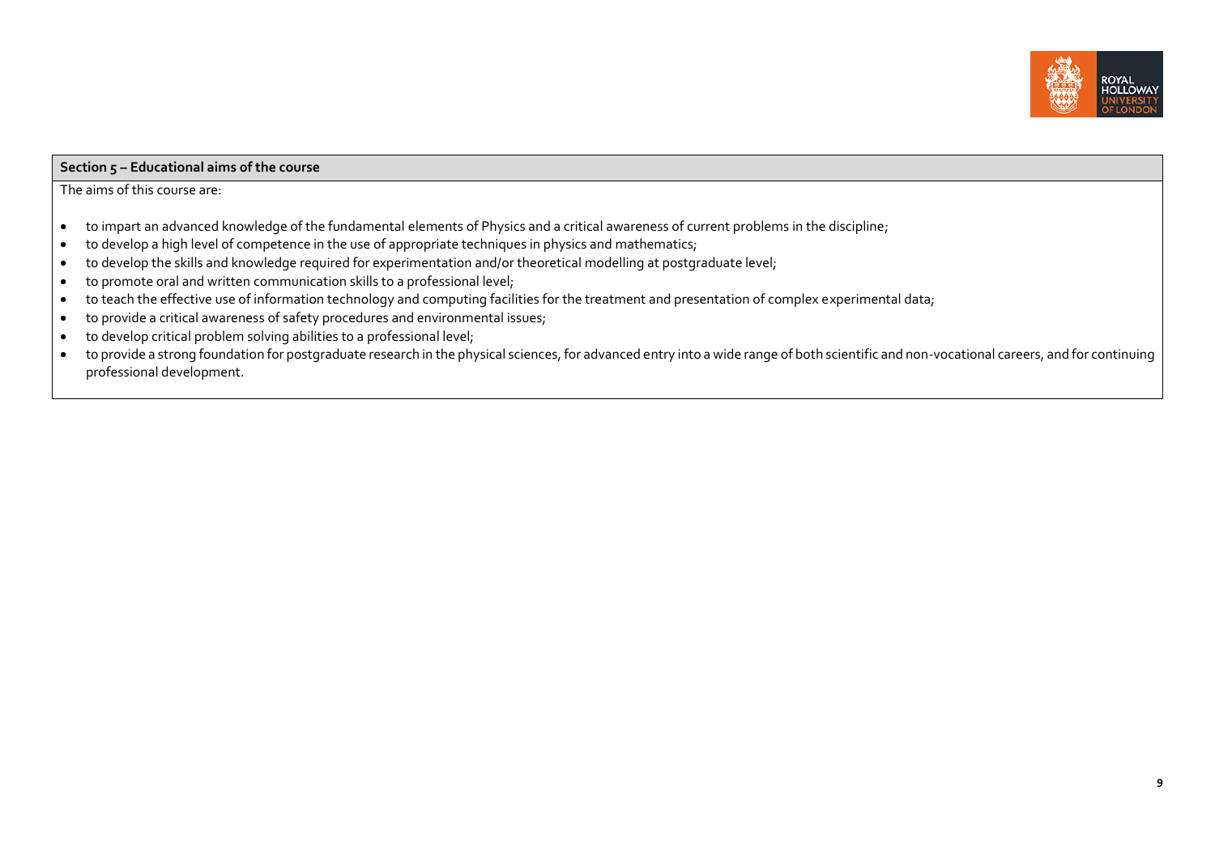**Section 5 – Educational aims of the course**

The aims of this course are:

- to impart an advanced knowledge of the fundamental elements of Physics and a critical awareness of current problems in the discipline;
- to develop a high level of competence in the use of appropriate techniques in physics and mathematics;
- to develop the skills and knowledge required for experimentation and/or theoretical modelling at postgraduate level;
- to promote oral and written communication skills to a professional level;
- to teach the effective use of information technology and computing facilities for the treatment and presentation of complex experimental data;
- to provide a critical awareness of safety procedures and environmental issues;
- to develop critical problem solving abilities to a professional level;
- to provide a strong foundation for postgraduate research in the physical sciences, for advanced entry into a wide range of both scientific and non-vocational careers, and for continuing professional development.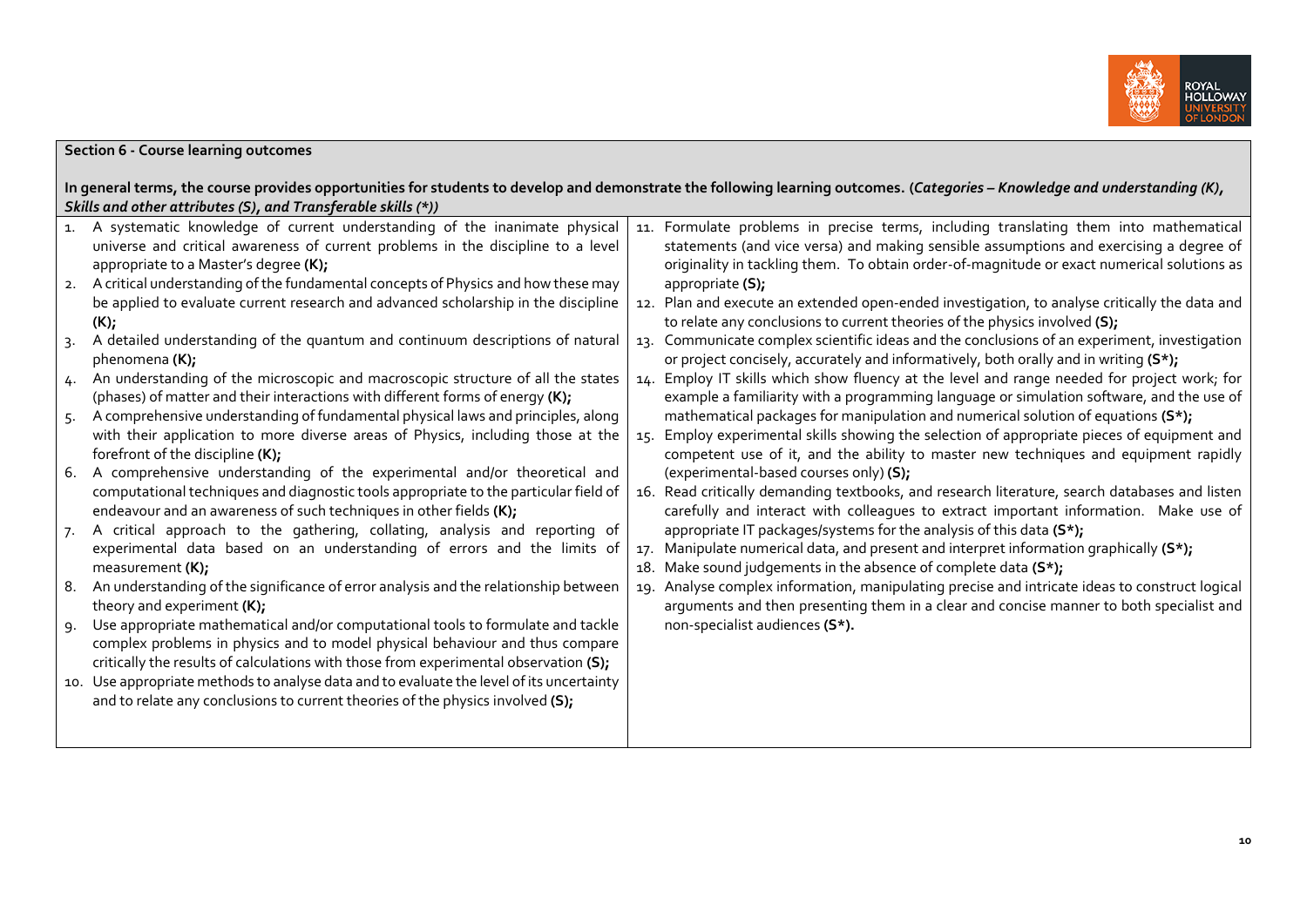**Section 6 - Course learning outcomes**

**In general terms, the course provides opportunities for students to develop and demonstrate the following learning outcomes. (*Categories – Knowledge and understanding (K), Skills and other attributes (S), and Transferable skills (*)*)**

1. A systematic knowledge of current understanding of the inanimate physical universe and critical awareness of current problems in the discipline to a level appropriate to a Master's degree **(K);**
2. A critical understanding of the fundamental concepts of Physics and how these may be applied to evaluate current research and advanced scholarship in the discipline **(K);**
3. A detailed understanding of the quantum and continuum descriptions of natural phenomena **(K);**
4. An understanding of the microscopic and macroscopic structure of all the states (phases) of matter and their interactions with different forms of energy **(K);**
5. A comprehensive understanding of fundamental physical laws and principles, along with their application to more diverse areas of Physics, including those at the forefront of the discipline **(K);**
6. A comprehensive understanding of the experimental and/or theoretical and computational techniques and diagnostic tools appropriate to the particular field of endeavour and an awareness of such techniques in other fields **(K);**
7. A critical approach to the gathering, collating, analysis and reporting of experimental data based on an understanding of errors and the limits of measurement **(K);**
8. An understanding of the significance of error analysis and the relationship between theory and experiment **(K);**
9. Use appropriate mathematical and/or computational tools to formulate and tackle complex problems in physics and to model physical behaviour and thus compare critically the results of calculations with those from experimental observation **(S);**
10. Use appropriate methods to analyse data and to evaluate the level of its uncertainty and to relate any conclusions to current theories of the physics involved **(S);**
11. Formulate problems in precise terms, including translating them into mathematical statements (and vice versa) and making sensible assumptions and exercising a degree of originality in tackling them. To obtain order-of-magnitude or exact numerical solutions as appropriate **(S);**
12. Plan and execute an extended open-ended investigation, to analyse critically the data and to relate any conclusions to current theories of the physics involved **(S);**
13. Communicate complex scientific ideas and the conclusions of an experiment, investigation or project concisely, accurately and informatively, both orally and in writing **(S*);**
14. Employ IT skills which show fluency at the level and range needed for project work; for example a familiarity with a programming language or simulation software, and the use of mathematical packages for manipulation and numerical solution of equations **(S*);**
15. Employ experimental skills showing the selection of appropriate pieces of equipment and competent use of it, and the ability to master new techniques and equipment rapidly (experimental-based courses only) **(S);**
16. Read critically demanding textbooks, and research literature, search databases and listen carefully and interact with colleagues to extract important information. Make use of appropriate IT packages/systems for the analysis of this data **(S*);**
17. Manipulate numerical data, and present and interpret information graphically **(S*);**
18. Make sound judgements in the absence of complete data **(S*);**
19. Analyse complex information, manipulating precise and intricate ideas to construct logical arguments and then presenting them in a clear and concise manner to both specialist and non-specialist audiences **(S*).**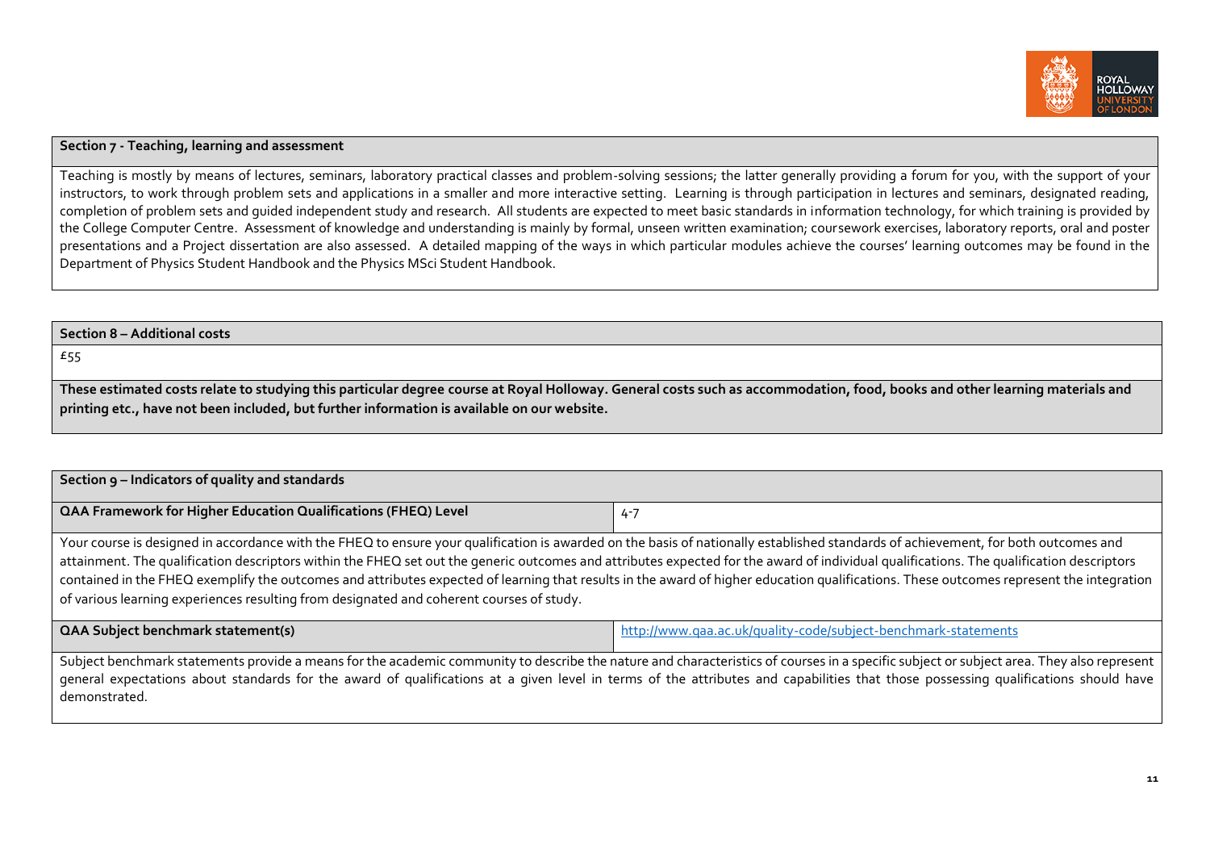## Section 7 - Teaching, learning and assessment

Teaching is mostly by means of lectures, seminars, laboratory practical classes and problem-solving sessions; the latter generally providing a forum for you, with the support of your instructors, to work through problem sets and applications in a smaller and more interactive setting. Learning is through participation in lectures and seminars, designated reading, completion of problem sets and guided independent study and research. All students are expected to meet basic standards in information technology, for which training is provided by the College Computer Centre. Assessment of knowledge and understanding is mainly by formal, unseen written examination; coursework exercises, laboratory reports, oral and poster presentations and a Project dissertation are also assessed. A detailed mapping of the ways in which particular modules achieve the courses' learning outcomes may be found in the Department of Physics Student Handbook and the Physics MSci Student Handbook.

## Section 8 – Additional costs

£55

**These estimated costs relate to studying this particular degree course at Royal Holloway. General costs such as accommodation, food, books and other learning materials and printing etc., have not been included, but further information is available on our website.**

## Section 9 – Indicators of quality and standards

| | |
|---|---|
| **QAA Framework for Higher Education Qualifications (FHEQ) Level** | 4-7 |

Your course is designed in accordance with the FHEQ to ensure your qualification is awarded on the basis of nationally established standards of achievement, for both outcomes and attainment. The qualification descriptors within the FHEQ set out the generic outcomes and attributes expected for the award of individual qualifications. The qualification descriptors contained in the FHEQ exemplify the outcomes and attributes expected of learning that results in the award of higher education qualifications. These outcomes represent the integration of various learning experiences resulting from designated and coherent courses of study.

| | |
|---|---|
| **QAA Subject benchmark statement(s)** | http://www.qaa.ac.uk/quality-code/subject-benchmark-statements |

Subject benchmark statements provide a means for the academic community to describe the nature and characteristics of courses in a specific subject or subject area. They also represent general expectations about standards for the award of qualifications at a given level in terms of the attributes and capabilities that those possessing qualifications should have demonstrated.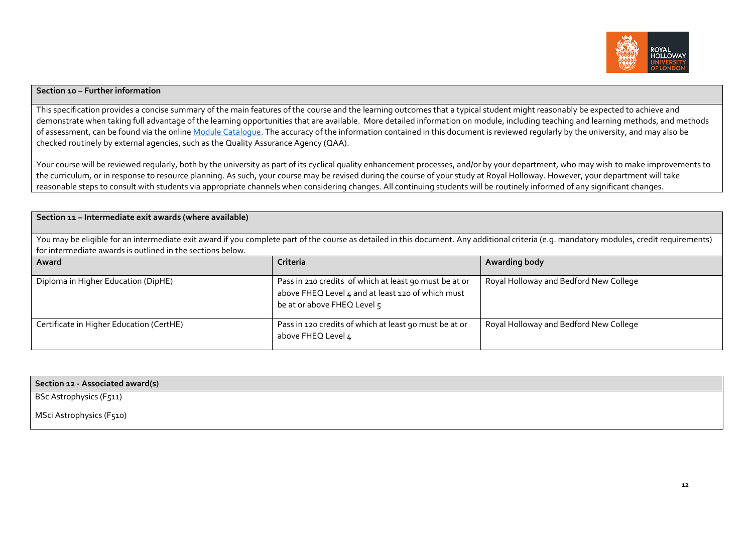## Section 10 – Further information

This specification provides a concise summary of the main features of the course and the learning outcomes that a typical student might reasonably be expected to achieve and demonstrate when taking full advantage of the learning opportunities that are available. More detailed information on module, including teaching and learning methods, and methods of assessment, can be found via the online [Module Catalogue](). The accuracy of the information contained in this document is reviewed regularly by the university, and may also be checked routinely by external agencies, such as the Quality Assurance Agency (QAA).

Your course will be reviewed regularly, both by the university as part of its cyclical quality enhancement processes, and/or by your department, who may wish to make improvements to the curriculum, or in response to resource planning. As such, your course may be revised during the course of your study at Royal Holloway. However, your department will take reasonable steps to consult with students via appropriate channels when considering changes. All continuing students will be routinely informed of any significant changes.

## Section 11 – Intermediate exit awards (where available)

You may be eligible for an intermediate exit award if you complete part of the course as detailed in this document. Any additional criteria (e.g. mandatory modules, credit requirements) for intermediate awards is outlined in the sections below.

| Award | Criteria | Awarding body |
|---|---|---|
| Diploma in Higher Education (DipHE) | Pass in 210 credits of which at least 90 must be at or above FHEQ Level 4 and at least 120 of which must be at or above FHEQ Level 5 | Royal Holloway and Bedford New College |
| Certificate in Higher Education (CertHE) | Pass in 120 credits of which at least 90 must be at or above FHEQ Level 4 | Royal Holloway and Bedford New College |

## Section 12 - Associated award(s)

BSc Astrophysics (F511)

MSci Astrophysics (F510)